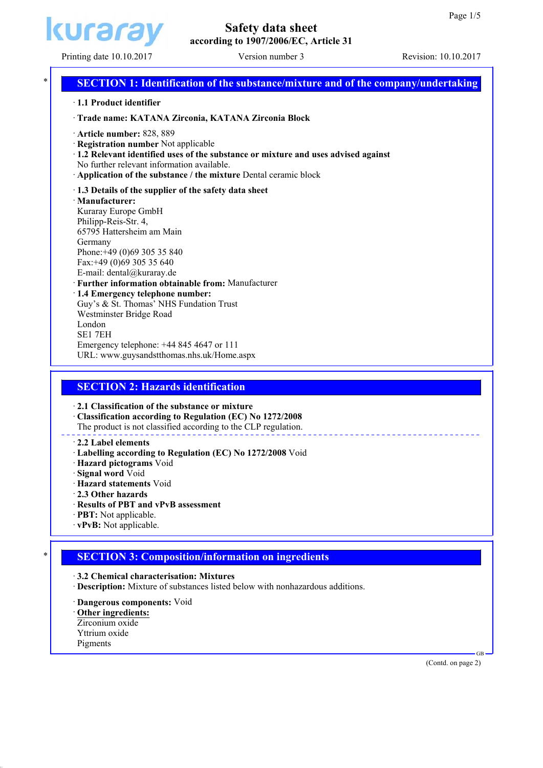# Safety data sheet

**according to 1907/2006/EC, Article 31**

Printing date 10.10.2017 Version number 3 Revision: 10.10.2017

## SECTION 1: Identification of the substance/mixture and of the company/undertaking

· **1.1 Product identifier**

· **Trade name: KATANA Zirconia, KATANA Zirconia Block**

· **Article number:** 828, 889
· **Registration number** Not applicable
· **1.2 Relevant identified uses of the substance or mixture and uses advised against**
No further relevant information available.
· **Application of the substance / the mixture** Dental ceramic block

· **1.3 Details of the supplier of the safety data sheet**
· **Manufacturer:**
Kuraray Europe GmbH
Philipp-Reis-Str. 4,
65795 Hattersheim am Main
Germany
Phone:+49 (0)69 305 35 840
Fax:+49 (0)69 305 35 640
E-mail: dental@kuraray.de
· **Further information obtainable from:** Manufacturer
· **1.4 Emergency telephone number:**
Guy's & St. Thomas' NHS Fundation Trust
Westminster Bridge Road
London
SE1 7EH
Emergency telephone: +44 845 4647 or 111
URL: www.guysandstthomas.nhs.uk/Home.aspx

## SECTION 2: Hazards identification

· **2.1 Classification of the substance or mixture**
· **Classification according to Regulation (EC) No 1272/2008**
The product is not classified according to the CLP regulation.

· **2.2 Label elements**
· **Labelling according to Regulation (EC) No 1272/2008** Void
· **Hazard pictograms** Void
· **Signal word** Void
· **Hazard statements** Void
· **2.3 Other hazards**
· **Results of PBT and vPvB assessment**
· **PBT:** Not applicable.
· **vPvB:** Not applicable.

## SECTION 3: Composition/information on ingredients

· **3.2 Chemical characterisation: Mixtures**
· **Description:** Mixture of substances listed below with nonhazardous additions.

· **Dangerous components:** Void
· **Other ingredients:**
Zirconium oxide
Yttrium oxide
Pigments

(Contd. on page 2)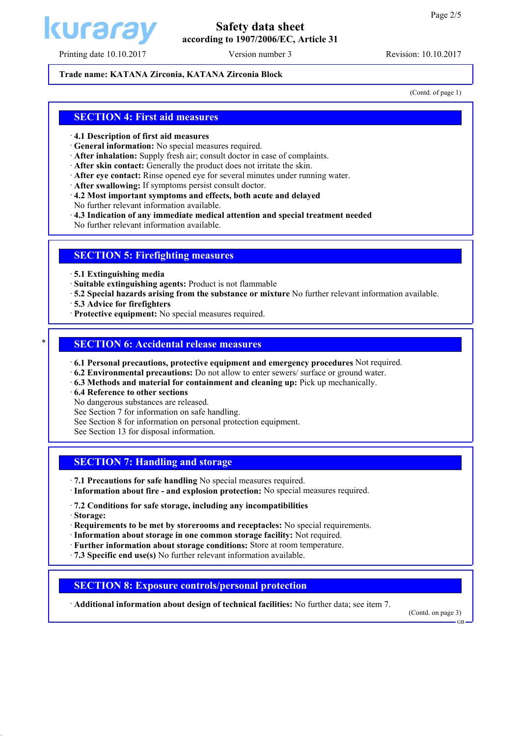Trade name: **KATANA Zirconia, KATANA Zirconia Block**

(Contd. of page 1)

## SECTION 4: First aid measures

· **4.1 Description of first aid measures**
· **General information:** No special measures required.
· **After inhalation:** Supply fresh air; consult doctor in case of complaints.
· **After skin contact:** Generally the product does not irritate the skin.
· **After eye contact:** Rinse opened eye for several minutes under running water.
· **After swallowing:** If symptoms persist consult doctor.
· **4.2 Most important symptoms and effects, both acute and delayed**
No further relevant information available.
· **4.3 Indication of any immediate medical attention and special treatment needed**
No further relevant information available.

## SECTION 5: Firefighting measures

· **5.1 Extinguishing media**
· **Suitable extinguishing agents:** Product is not flammable
· **5.2 Special hazards arising from the substance or mixture** No further relevant information available.
· **5.3 Advice for firefighters**
· **Protective equipment:** No special measures required.

## * SECTION 6: Accidental release measures

· **6.1 Personal precautions, protective equipment and emergency procedures** Not required.
· **6.2 Environmental precautions:** Do not allow to enter sewers/ surface or ground water.
· **6.3 Methods and material for containment and cleaning up:** Pick up mechanically.
· **6.4 Reference to other sections**
No dangerous substances are released.
See Section 7 for information on safe handling.
See Section 8 for information on personal protection equipment.
See Section 13 for disposal information.

## SECTION 7: Handling and storage

· **7.1 Precautions for safe handling** No special measures required.
· **Information about fire - and explosion protection:** No special measures required.

· **7.2 Conditions for safe storage, including any incompatibilities**
· **Storage:**
· **Requirements to be met by storerooms and receptacles:** No special requirements.
· **Information about storage in one common storage facility:** Not required.
· **Further information about storage conditions:** Store at room temperature.
· **7.3 Specific end use(s)** No further relevant information available.

## SECTION 8: Exposure controls/personal protection

· **Additional information about design of technical facilities:** No further data; see item 7.

(Contd. on page 3)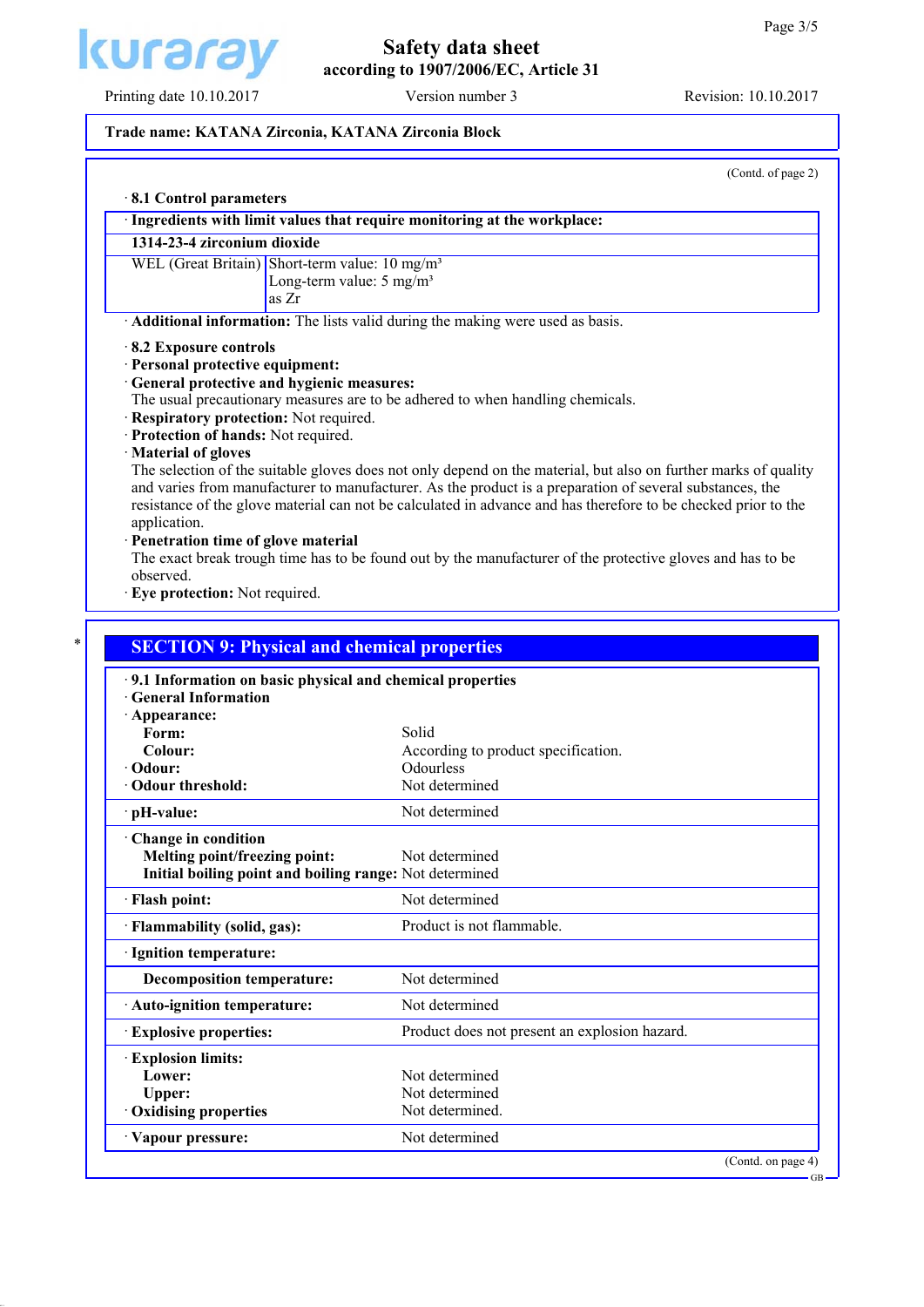Trade name: **KATANA Zirconia, KATANA Zirconia Block**

(Contd. of page 2)

· **8.1 Control parameters**

| · **Ingredients with limit values that require monitoring at the workplace:** | |
|---|---|
| **1314-23-4 zirconium dioxide** | |
| WEL (Great Britain) | Short-term value: 10 mg/m³<br>Long-term value: 5 mg/m³<br>as Zr |

· **Additional information:** The lists valid during the making were used as basis.

· **8.2 Exposure controls**
· **Personal protective equipment:**
· **General protective and hygienic measures:**
The usual precautionary measures are to be adhered to when handling chemicals.
· **Respiratory protection:** Not required.
· **Protection of hands:** Not required.
· **Material of gloves**
The selection of the suitable gloves does not only depend on the material, but also on further marks of quality and varies from manufacturer to manufacturer. As the product is a preparation of several substances, the resistance of the glove material can not be calculated in advance and has therefore to be checked prior to the application.
· **Penetration time of glove material**
The exact break trough time has to be found out by the manufacturer of the protective gloves and has to be observed.
· **Eye protection:** Not required.

*

## SECTION 9: Physical and chemical properties

· **9.1 Information on basic physical and chemical properties**
· **General Information**

| | |
|---|---|
| · **Appearance:** | |
| **Form:** | Solid |
| **Colour:** | According to product specification. |
| · **Odour:** | Odourless |
| · **Odour threshold:** | Not determined |
| · **pH-value:** | Not determined |
| · **Change in condition** | |
| **Melting point/freezing point:** | Not determined |
| **Initial boiling point and boiling range:** | Not determined |
| · **Flash point:** | Not determined |
| · **Flammability (solid, gas):** | Product is not flammable. |
| · **Ignition temperature:** | |
| **Decomposition temperature:** | Not determined |
| · **Auto-ignition temperature:** | Not determined |
| · **Explosive properties:** | Product does not present an explosion hazard. |
| · **Explosion limits:** | |
| **Lower:** | Not determined |
| **Upper:** | Not determined |
| · **Oxidising properties** | Not determined. |
| · **Vapour pressure:** | Not determined |

(Contd. on page 4)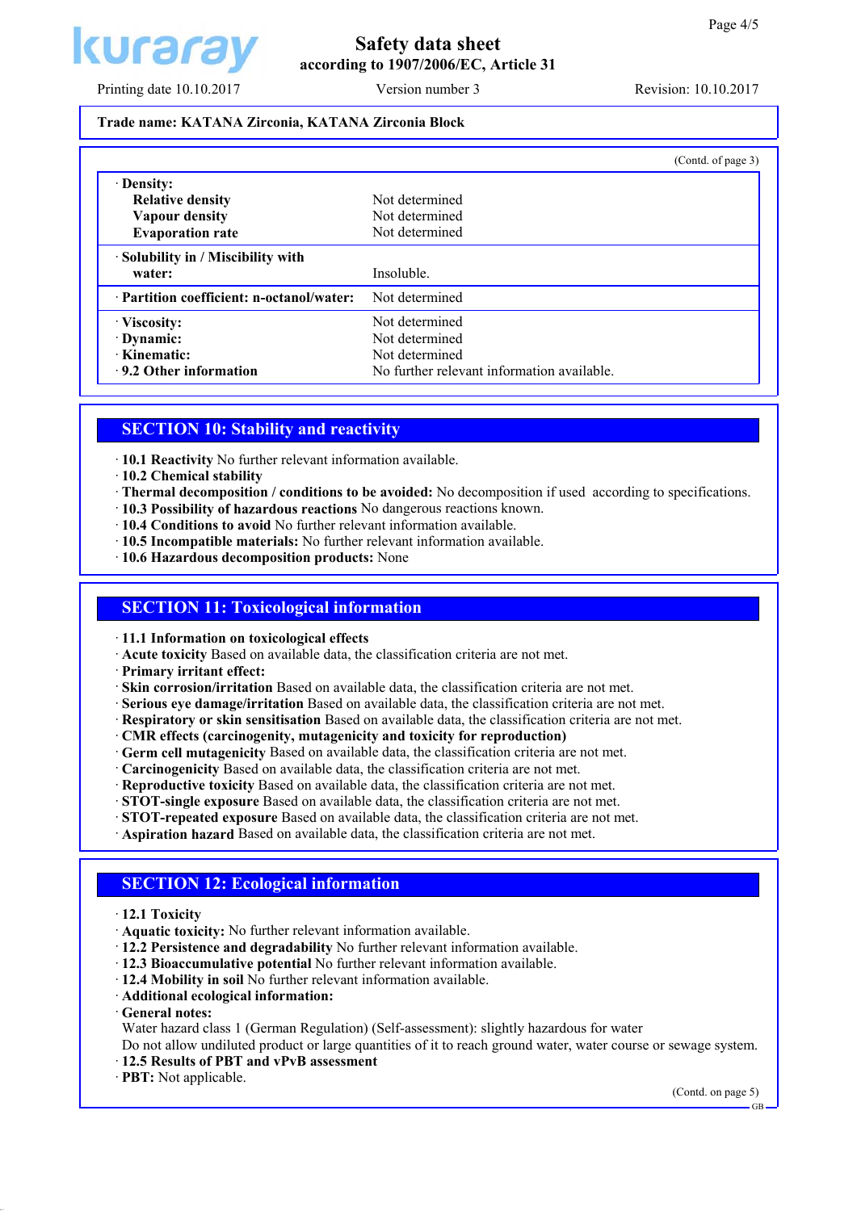**Trade name: KATANA Zirconia, KATANA Zirconia Block**

(Contd. of page 3)

| | |
|---|---|
| · **Density:** | |
| **Relative density** | Not determined |
| **Vapour density** | Not determined |
| **Evaporation rate** | Not determined |
| · **Solubility in / Miscibility with water:** | Insoluble. |
| · **Partition coefficient: n-octanol/water:** | Not determined |
| · **Viscosity:** | Not determined |
| · **Dynamic:** | Not determined |
| · **Kinematic:** | Not determined |
| · **9.2 Other information** | No further relevant information available. |

## SECTION 10: Stability and reactivity

· **10.1 Reactivity** No further relevant information available.
· **10.2 Chemical stability**
· **Thermal decomposition / conditions to be avoided:** No decomposition if used according to specifications.
· **10.3 Possibility of hazardous reactions** No dangerous reactions known.
· **10.4 Conditions to avoid** No further relevant information available.
· **10.5 Incompatible materials:** No further relevant information available.
· **10.6 Hazardous decomposition products:** None

## SECTION 11: Toxicological information

· **11.1 Information on toxicological effects**
· **Acute toxicity** Based on available data, the classification criteria are not met.
· **Primary irritant effect:**
· **Skin corrosion/irritation** Based on available data, the classification criteria are not met.
· **Serious eye damage/irritation** Based on available data, the classification criteria are not met.
· **Respiratory or skin sensitisation** Based on available data, the classification criteria are not met.
· **CMR effects (carcinogenity, mutagenicity and toxicity for reproduction)**
· **Germ cell mutagenicity** Based on available data, the classification criteria are not met.
· **Carcinogenicity** Based on available data, the classification criteria are not met.
· **Reproductive toxicity** Based on available data, the classification criteria are not met.
· **STOT-single exposure** Based on available data, the classification criteria are not met.
· **STOT-repeated exposure** Based on available data, the classification criteria are not met.
· **Aspiration hazard** Based on available data, the classification criteria are not met.

## SECTION 12: Ecological information

· **12.1 Toxicity**
· **Aquatic toxicity:** No further relevant information available.
· **12.2 Persistence and degradability** No further relevant information available.
· **12.3 Bioaccumulative potential** No further relevant information available.
· **12.4 Mobility in soil** No further relevant information available.
· **Additional ecological information:**
· **General notes:**
Water hazard class 1 (German Regulation) (Self-assessment): slightly hazardous for water
Do not allow undiluted product or large quantities of it to reach ground water, water course or sewage system.
· **12.5 Results of PBT and vPvB assessment**
· **PBT:** Not applicable.

(Contd. on page 5)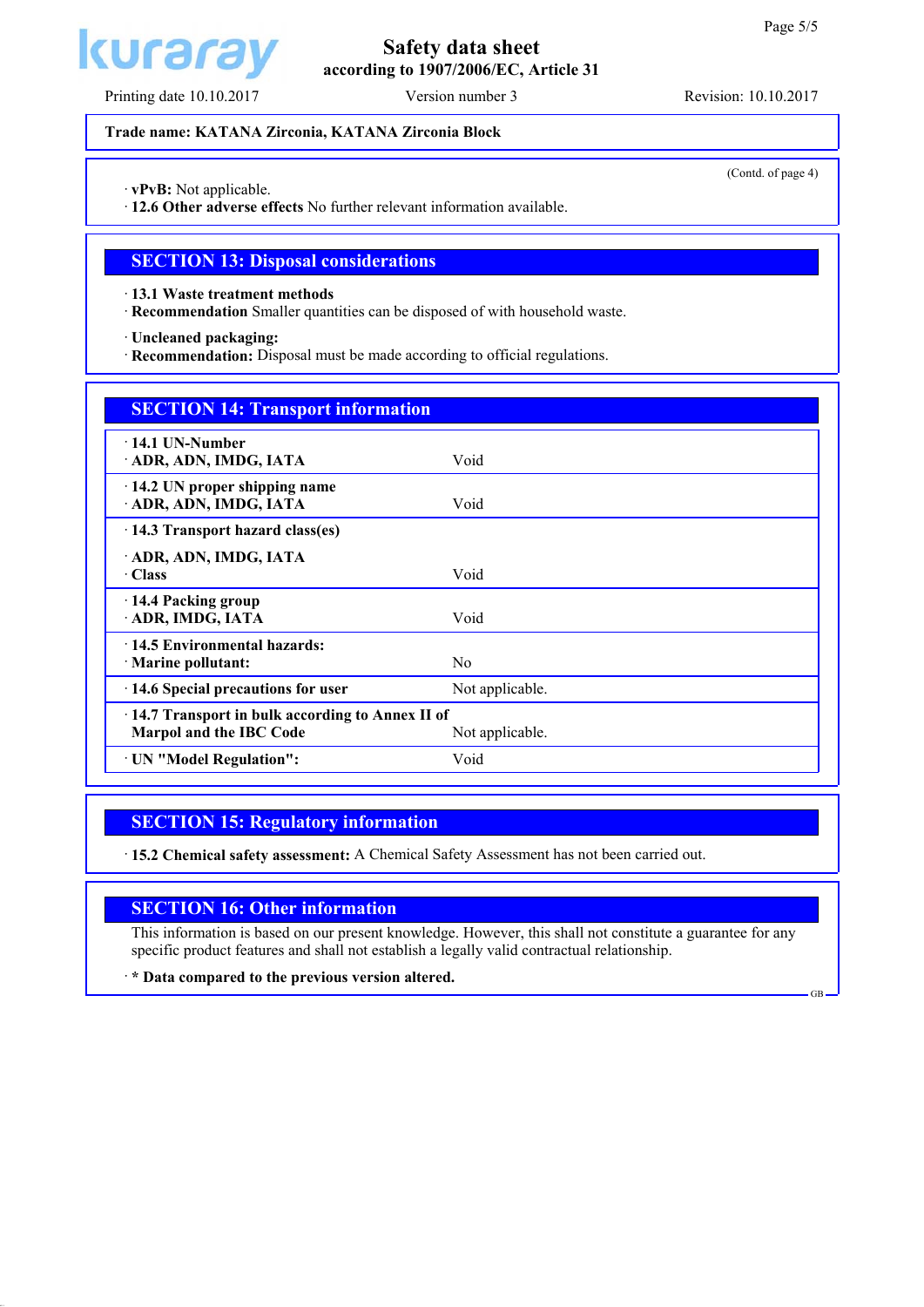**Trade name: KATANA Zirconia, KATANA Zirconia Block**

(Contd. of page 4)

· **vPvB:** Not applicable.
· **12.6 Other adverse effects** No further relevant information available.

## SECTION 13: Disposal considerations

· **13.1 Waste treatment methods**
· **Recommendation** Smaller quantities can be disposed of with household waste.

· **Uncleaned packaging:**
· **Recommendation:** Disposal must be made according to official regulations.

## SECTION 14: Transport information

| | |
|---|---|
| · **14.1 UN-Number**<br>· **ADR, ADN, IMDG, IATA** | Void |
| · **14.2 UN proper shipping name**<br>· **ADR, ADN, IMDG, IATA** | Void |
| · **14.3 Transport hazard class(es)**<br>· **ADR, ADN, IMDG, IATA**<br>· **Class** | Void |
| · **14.4 Packing group**<br>· **ADR, IMDG, IATA** | Void |
| · **14.5 Environmental hazards:**<br>· **Marine pollutant:** | No |
| · **14.6 Special precautions for user** | Not applicable. |
| · **14.7 Transport in bulk according to Annex II of Marpol and the IBC Code** | Not applicable. |
| · **UN "Model Regulation":** | Void |

## SECTION 15: Regulatory information

· **15.2 Chemical safety assessment:** A Chemical Safety Assessment has not been carried out.

## SECTION 16: Other information

This information is based on our present knowledge. However, this shall not constitute a guarantee for any specific product features and shall not establish a legally valid contractual relationship.

· **\* Data compared to the previous version altered.**

GB